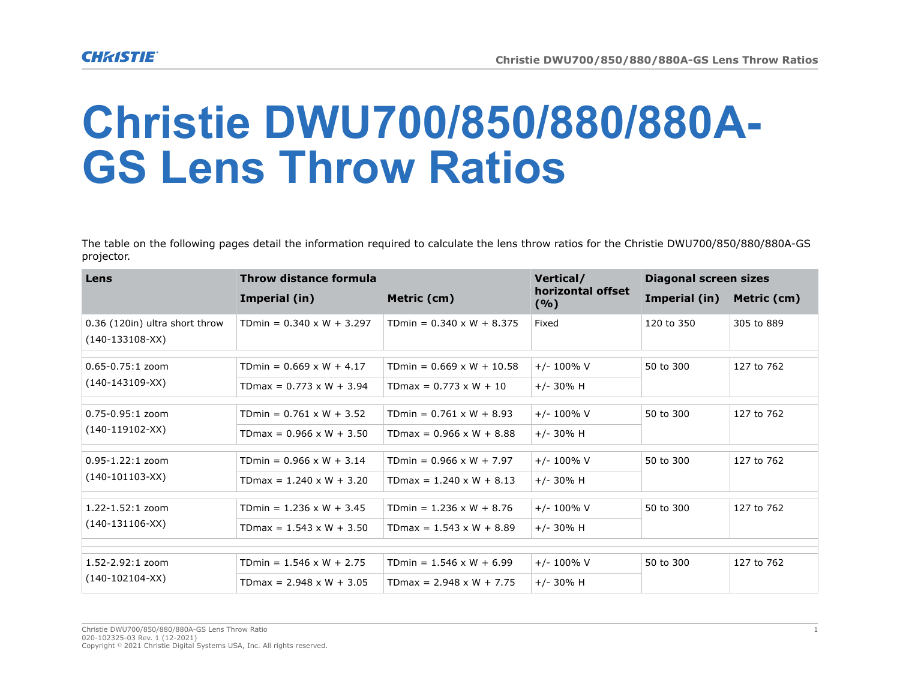# Christie DWU700/850/880/880A-GS Lens Throw Ratios

The table on the following pages detail the information required to calculate the lens throw ratios for the Christie DWU700/850/880/880A-GS projector.

| Lens | Throw distance formula | | Vertical/ horizontal offset (%) | Diagonal screen sizes | |
|---|---|---|---|---|---|
| | Imperial (in) | Metric (cm) | | Imperial (in) | Metric (cm) |
| 0.36 (120in) ultra short throw (140-133108-XX) | TDmin = 0.340 x W + 3.297 | TDmin = 0.340 x W + 8.375 | Fixed | 120 to 350 | 305 to 889 |
| 0.65-0.75:1 zoom (140-143109-XX) | TDmin = 0.669 x W + 4.17 | TDmin = 0.669 x W + 10.58 | +/- 100% V | 50 to 300 | 127 to 762 |
| | TDmax = 0.773 x W + 3.94 | TDmax = 0.773 x W + 10 | +/- 30% H | | |
| 0.75-0.95:1 zoom (140-119102-XX) | TDmin = 0.761 x W + 3.52 | TDmin = 0.761 x W + 8.93 | +/- 100% V | 50 to 300 | 127 to 762 |
| | TDmax = 0.966 x W + 3.50 | TDmax = 0.966 x W + 8.88 | +/- 30% H | | |
| 0.95-1.22:1 zoom (140-101103-XX) | TDmin = 0.966 x W + 3.14 | TDmin = 0.966 x W + 7.97 | +/- 100% V | 50 to 300 | 127 to 762 |
| | TDmax = 1.240 x W + 3.20 | TDmax = 1.240 x W + 8.13 | +/- 30% H | | |
| 1.22-1.52:1 zoom (140-131106-XX) | TDmin = 1.236 x W + 3.45 | TDmin = 1.236 x W + 8.76 | +/- 100% V | 50 to 300 | 127 to 762 |
| | TDmax = 1.543 x W + 3.50 | TDmax = 1.543 x W + 8.89 | +/- 30% H | | |
| 1.52-2.92:1 zoom (140-102104-XX) | TDmin = 1.546 x W + 2.75 | TDmin = 1.546 x W + 6.99 | +/- 100% V | 50 to 300 | 127 to 762 |
| | TDmax = 2.948 x W + 3.05 | TDmax = 2.948 x W + 7.75 | +/- 30% H | | |

Christie DWU700/850/880/880A-GS Lens Throw Ratio
020-102325-03 Rev. 1 (12-2021)
Copyright © 2021 Christie Digital Systems USA, Inc. All rights reserved.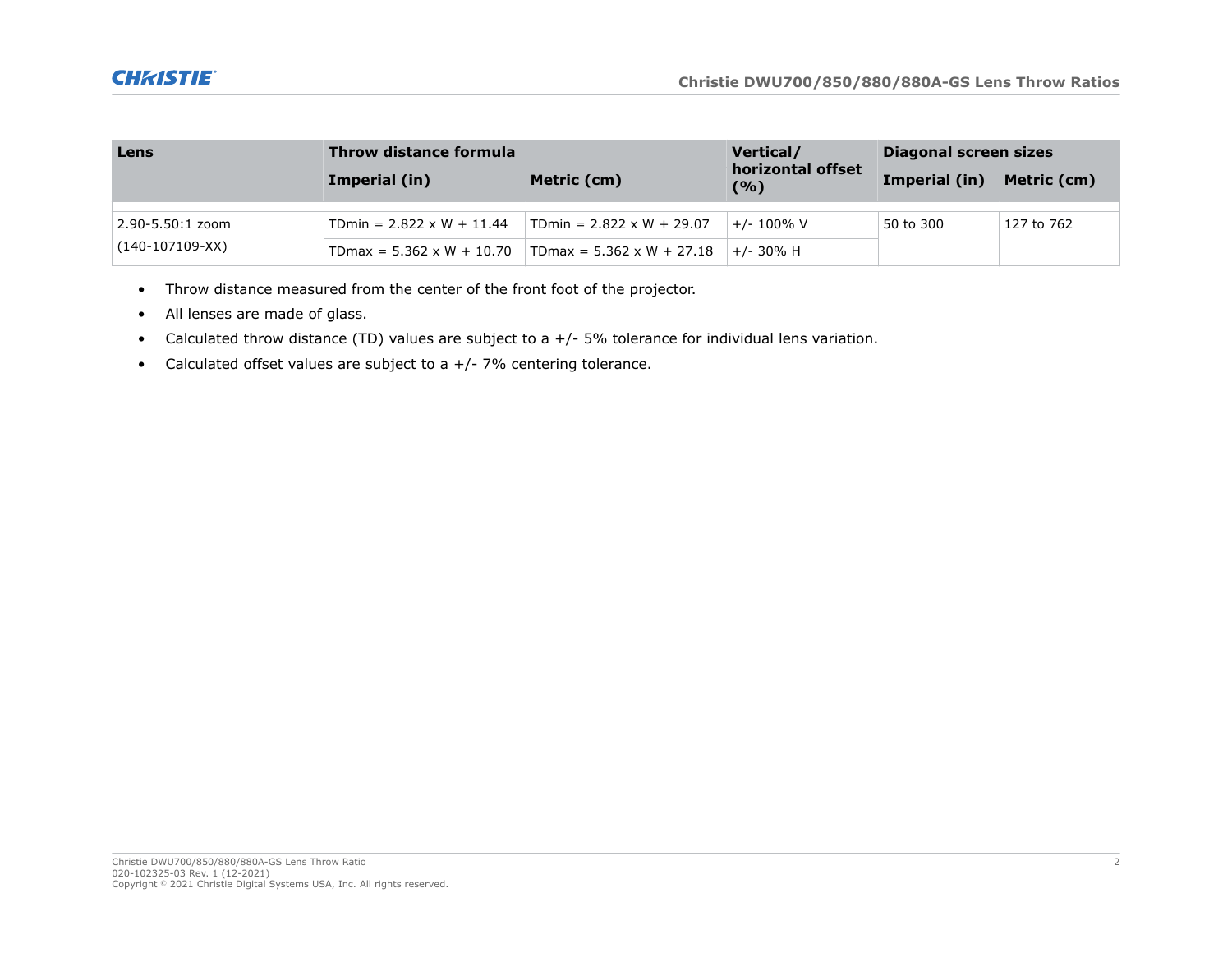| Lens | Throw distance formula | | Vertical/ horizontal offset (%) | Diagonal screen sizes | |
|---|---|---|---|---|---|
| | Imperial (in) | Metric (cm) | | Imperial (in) | Metric (cm) |
| 2.90-5.50:1 zoom (140-107109-XX) | TDmin = 2.822 x W + 11.44 | TDmin = 2.822 x W + 29.07 | +/- 100% V | 50 to 300 | 127 to 762 |
| | TDmax = 5.362 x W + 10.70 | TDmax = 5.362 x W + 27.18 | +/- 30% H | | |

- Throw distance measured from the center of the front foot of the projector.
- All lenses are made of glass.
- Calculated throw distance (TD) values are subject to a +/- 5% tolerance for individual lens variation.
- Calculated offset values are subject to a +/- 7% centering tolerance.